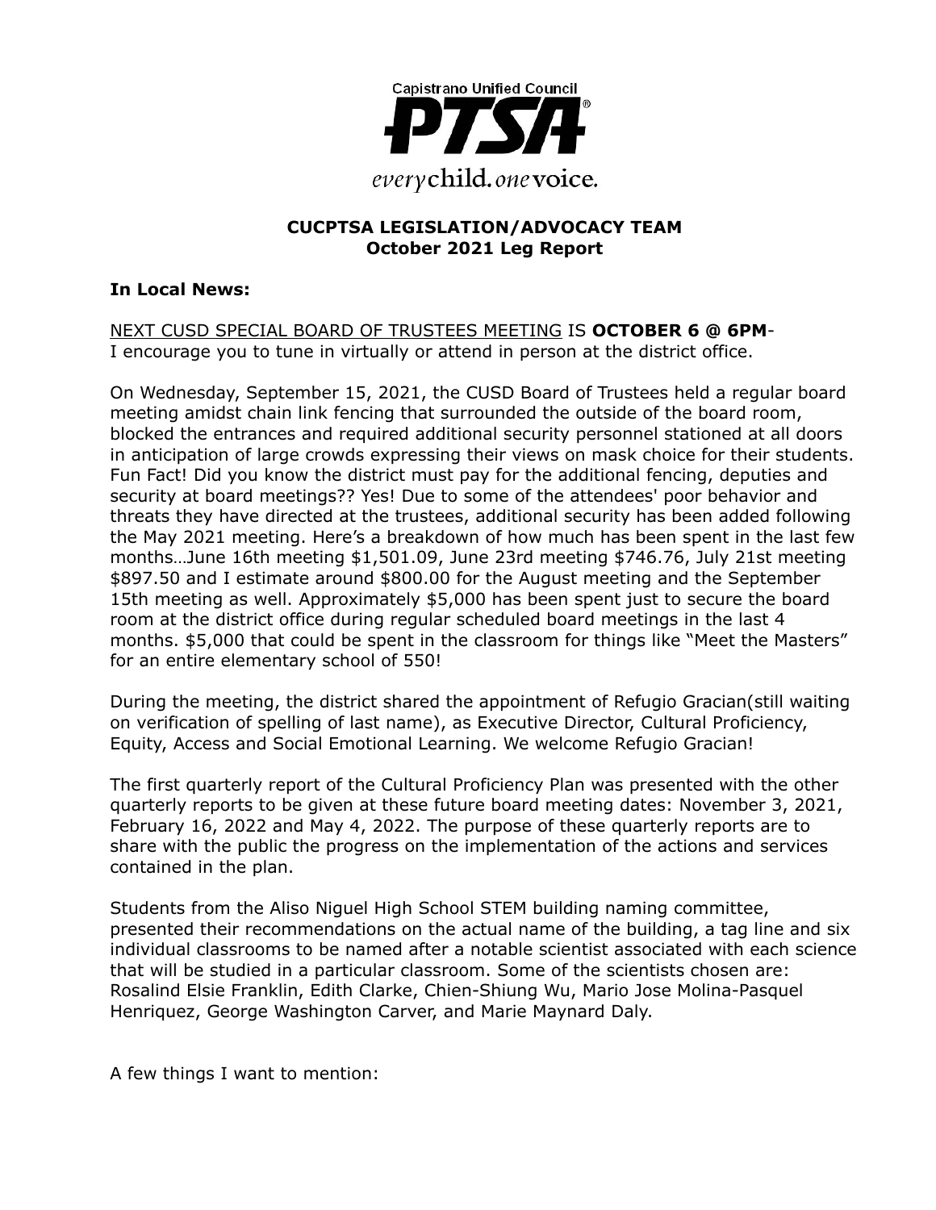Capistrano Unified Council

**PTSA**

*every* child. *one* voice.

**CUCPTSA LEGISLATION/ADVOCACY TEAM**
**October 2021 Leg Report**

**In Local News:**

<u>NEXT CUSD SPECIAL BOARD OF TRUSTEES MEETING</u> IS **OCTOBER 6 @ 6PM**-
I encourage you to tune in virtually or attend in person at the district office.

On Wednesday, September 15, 2021, the CUSD Board of Trustees held a regular board meeting amidst chain link fencing that surrounded the outside of the board room, blocked the entrances and required additional security personnel stationed at all doors in anticipation of large crowds expressing their views on mask choice for their students. Fun Fact! Did you know the district must pay for the additional fencing, deputies and security at board meetings?? Yes! Due to some of the attendees' poor behavior and threats they have directed at the trustees, additional security has been added following the May 2021 meeting. Here's a breakdown of how much has been spent in the last few months…June 16th meeting $1,501.09, June 23rd meeting $746.76, July 21st meeting $897.50 and I estimate around $800.00 for the August meeting and the September 15th meeting as well. Approximately $5,000 has been spent just to secure the board room at the district office during regular scheduled board meetings in the last 4 months. $5,000 that could be spent in the classroom for things like "Meet the Masters" for an entire elementary school of 550!

During the meeting, the district shared the appointment of Refugio Gracian(still waiting on verification of spelling of last name), as Executive Director, Cultural Proficiency, Equity, Access and Social Emotional Learning. We welcome Refugio Gracian!

The first quarterly report of the Cultural Proficiency Plan was presented with the other quarterly reports to be given at these future board meeting dates: November 3, 2021, February 16, 2022 and May 4, 2022. The purpose of these quarterly reports are to share with the public the progress on the implementation of the actions and services contained in the plan.

Students from the Aliso Niguel High School STEM building naming committee, presented their recommendations on the actual name of the building, a tag line and six individual classrooms to be named after a notable scientist associated with each science that will be studied in a particular classroom. Some of the scientists chosen are: Rosalind Elsie Franklin, Edith Clarke, Chien-Shiung Wu, Mario Jose Molina-Pasquel Henriquez, George Washington Carver, and Marie Maynard Daly.

A few things I want to mention: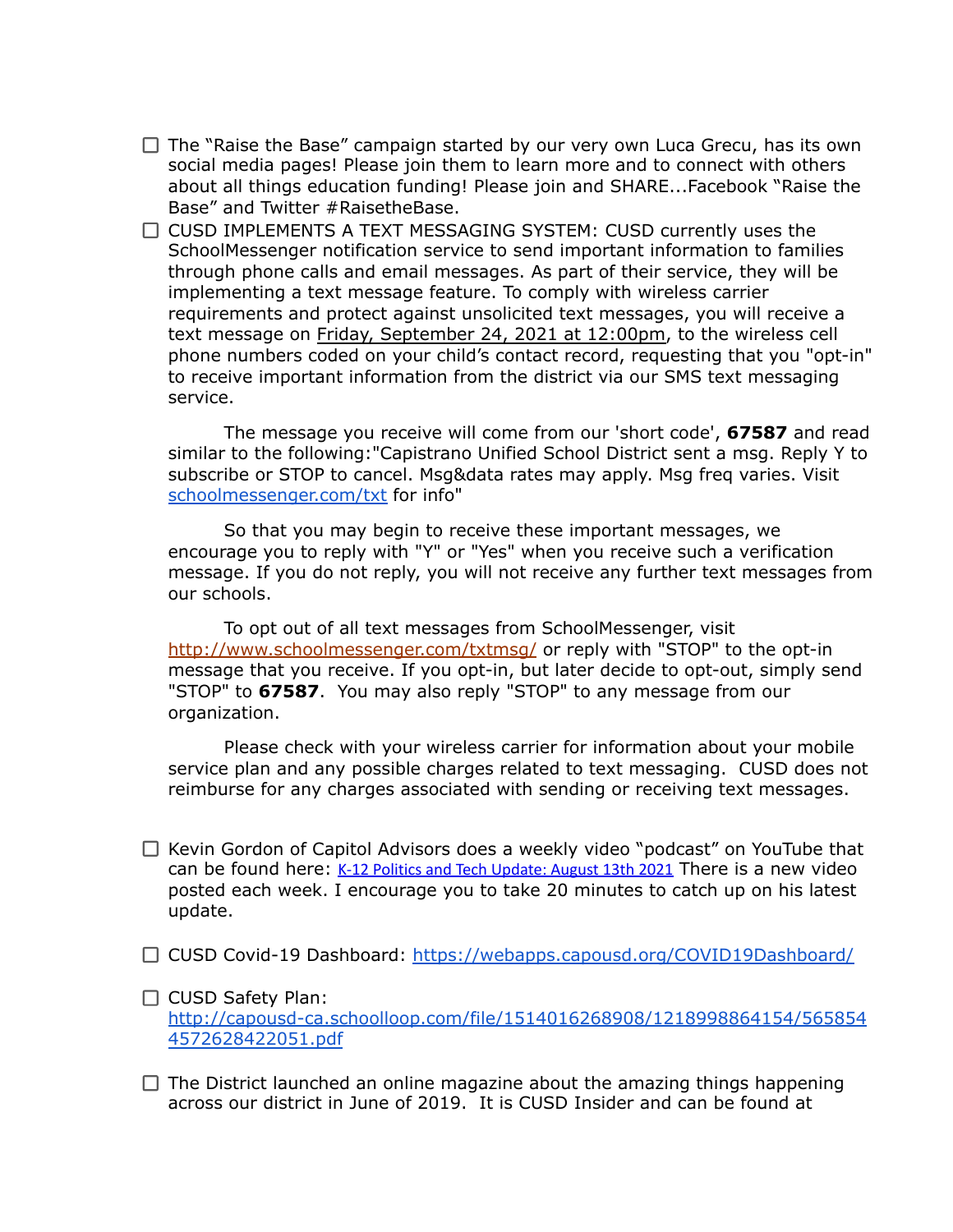- [ ] The "Raise the Base" campaign started by our very own Luca Grecu, has its own social media pages! Please join them to learn more and to connect with others about all things education funding! Please join and SHARE...Facebook "Raise the Base" and Twitter #RaisetheBase.
- [ ] CUSD IMPLEMENTS A TEXT MESSAGING SYSTEM: CUSD currently uses the SchoolMessenger notification service to send important information to families through phone calls and email messages. As part of their service, they will be implementing a text message feature. To comply with wireless carrier requirements and protect against unsolicited text messages, you will receive a text message on Friday, September 24, 2021 at 12:00pm, to the wireless cell phone numbers coded on your child's contact record, requesting that you "opt-in" to receive important information from the district via our SMS text messaging service.

  The message you receive will come from our 'short code', **67587** and read similar to the following:"Capistrano Unified School District sent a msg. Reply Y to subscribe or STOP to cancel. Msg&data rates may apply. Msg freq varies. Visit [schoolmessenger.com/txt](schoolmessenger.com/txt) for info"

  So that you may begin to receive these important messages, we encourage you to reply with "Y" or "Yes" when you receive such a verification message. If you do not reply, you will not receive any further text messages from our schools.

  To opt out of all text messages from SchoolMessenger, visit [http://www.schoolmessenger.com/txtmsg/](http://www.schoolmessenger.com/txtmsg/) or reply with "STOP" to the opt-in message that you receive. If you opt-in, but later decide to opt-out, simply send "STOP" to **67587**. You may also reply "STOP" to any message from our organization.

  Please check with your wireless carrier for information about your mobile service plan and any possible charges related to text messaging. CUSD does not reimburse for any charges associated with sending or receiving text messages.

- [ ] Kevin Gordon of Capitol Advisors does a weekly video "podcast" on YouTube that can be found here: K-12 Politics and Tech Update: August 13th 2021 There is a new video posted each week. I encourage you to take 20 minutes to catch up on his latest update.
- [ ] CUSD Covid-19 Dashboard: [https://webapps.capousd.org/COVID19Dashboard/](https://webapps.capousd.org/COVID19Dashboard/)
- [ ] CUSD Safety Plan: [http://capousd-ca.schoolloop.com/file/1514016268908/1218998864154/5658544572628422051.pdf](http://capousd-ca.schoolloop.com/file/1514016268908/1218998864154/5658544572628422051.pdf)
- [ ] The District launched an online magazine about the amazing things happening across our district in June of 2019. It is CUSD Insider and can be found at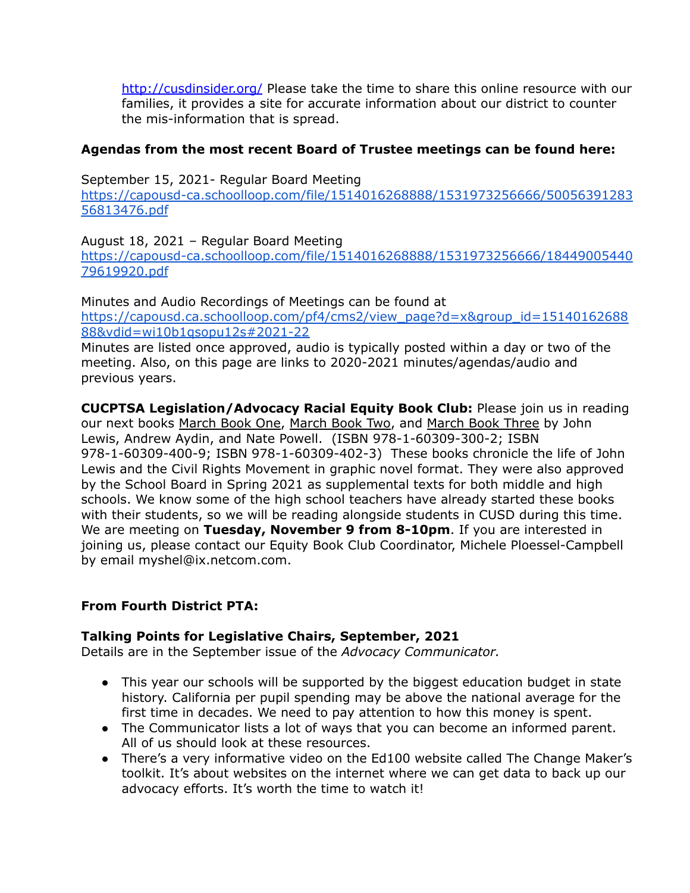http://cusdinsider.org/ Please take the time to share this online resource with our families, it provides a site for accurate information about our district to counter the mis-information that is spread.

**Agendas from the most recent Board of Trustee meetings can be found here:**

September 15, 2021- Regular Board Meeting
https://capousd-ca.schoolloop.com/file/1514016268888/1531973256666/5005639128356813476.pdf

August 18, 2021 – Regular Board Meeting
https://capousd-ca.schoolloop.com/file/1514016268888/1531973256666/1844900544079619920.pdf

Minutes and Audio Recordings of Meetings can be found at
https://capousd.ca.schoolloop.com/pf4/cms2/view_page?d=x&group_id=1514016268888&vdid=wi10b1qsopu12s#2021-22
Minutes are listed once approved, audio is typically posted within a day or two of the meeting. Also, on this page are links to 2020-2021 minutes/agendas/audio and previous years.

**CUCPTSA Legislation/Advocacy Racial Equity Book Club:** Please join us in reading our next books March Book One, March Book Two, and March Book Three by John Lewis, Andrew Aydin, and Nate Powell. (ISBN 978-1-60309-300-2; ISBN 978-1-60309-400-9; ISBN 978-1-60309-402-3) These books chronicle the life of John Lewis and the Civil Rights Movement in graphic novel format. They were also approved by the School Board in Spring 2021 as supplemental texts for both middle and high schools. We know some of the high school teachers have already started these books with their students, so we will be reading alongside students in CUSD during this time. We are meeting on **Tuesday, November 9 from 8-10pm**. If you are interested in joining us, please contact our Equity Book Club Coordinator, Michele Ploessel-Campbell by email myshel@ix.netcom.com.

**From Fourth District PTA:**

**Talking Points for Legislative Chairs, September, 2021**
Details are in the September issue of the *Advocacy Communicator.*

- This year our schools will be supported by the biggest education budget in state history. California per pupil spending may be above the national average for the first time in decades. We need to pay attention to how this money is spent.
- The Communicator lists a lot of ways that you can become an informed parent. All of us should look at these resources.
- There's a very informative video on the Ed100 website called The Change Maker's toolkit. It's about websites on the internet where we can get data to back up our advocacy efforts. It's worth the time to watch it!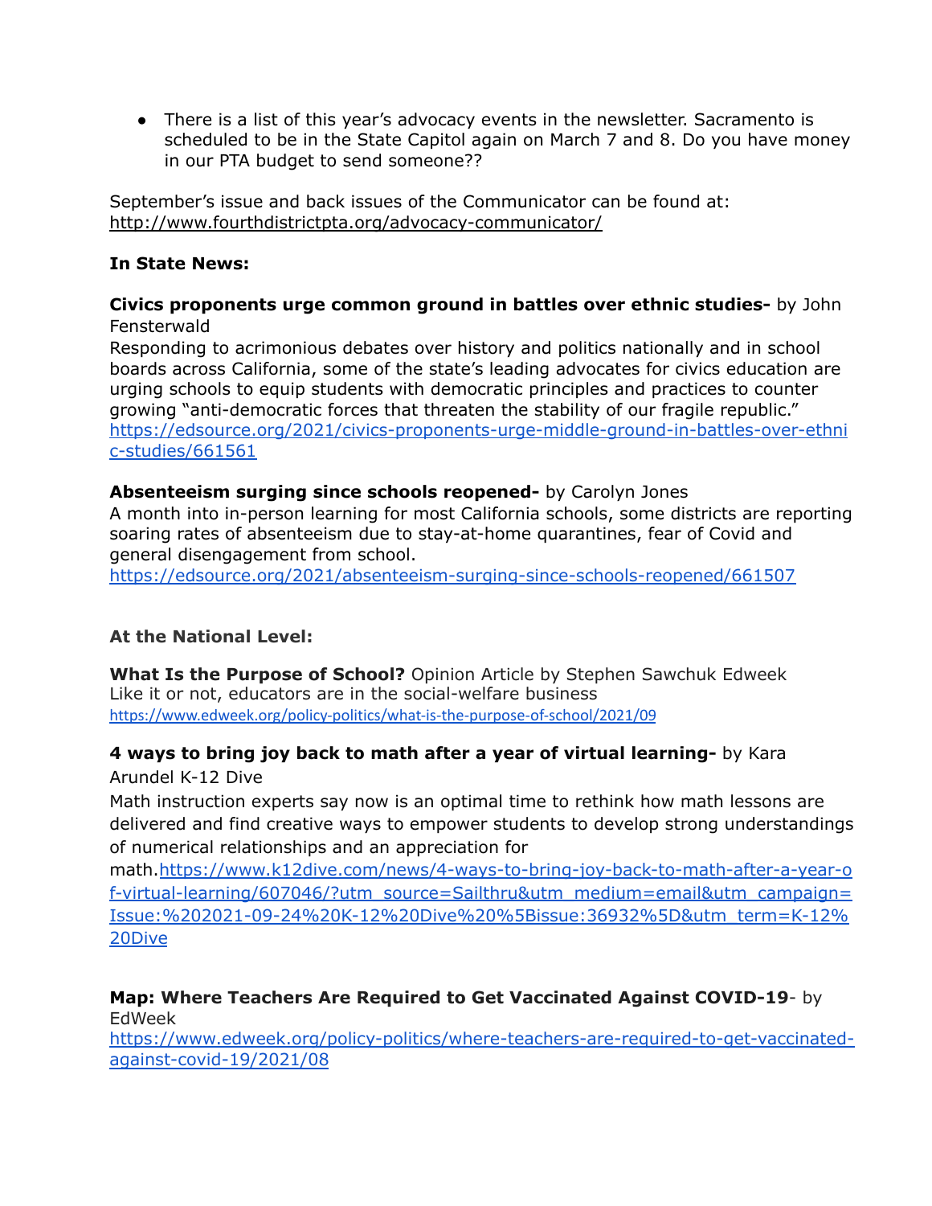- There is a list of this year's advocacy events in the newsletter. Sacramento is scheduled to be in the State Capitol again on March 7 and 8. Do you have money in our PTA budget to send someone??

September's issue and back issues of the Communicator can be found at: http://www.fourthdistrictpta.org/advocacy-communicator/

**In State News:**

**Civics proponents urge common ground in battles over ethnic studies-** by John Fensterwald
Responding to acrimonious debates over history and politics nationally and in school boards across California, some of the state's leading advocates for civics education are urging schools to equip students with democratic principles and practices to counter growing "anti-democratic forces that threaten the stability of our fragile republic."
https://edsource.org/2021/civics-proponents-urge-middle-ground-in-battles-over-ethnic-studies/661561

**Absenteeism surging since schools reopened-** by Carolyn Jones
A month into in-person learning for most California schools, some districts are reporting soaring rates of absenteeism due to stay-at-home quarantines, fear of Covid and general disengagement from school.
https://edsource.org/2021/absenteeism-surging-since-schools-reopened/661507

**At the National Level:**

**What Is the Purpose of School?** Opinion Article by Stephen Sawchuk Edweek
Like it or not, educators are in the social-welfare business
https://www.edweek.org/policy-politics/what-is-the-purpose-of-school/2021/09

**4 ways to bring joy back to math after a year of virtual learning-** by Kara Arundel K-12 Dive
Math instruction experts say now is an optimal time to rethink how math lessons are delivered and find creative ways to empower students to develop strong understandings of numerical relationships and an appreciation for math.https://www.k12dive.com/news/4-ways-to-bring-joy-back-to-math-after-a-year-of-virtual-learning/607046/?utm_source=Sailthru&utm_medium=email&utm_campaign=Issue:%202021-09-24%20K-12%20Dive%20%5Bissue:36932%5D&utm_term=K-12%20Dive

**Map: Where Teachers Are Required to Get Vaccinated Against COVID-19**- by EdWeek
https://www.edweek.org/policy-politics/where-teachers-are-required-to-get-vaccinated-against-covid-19/2021/08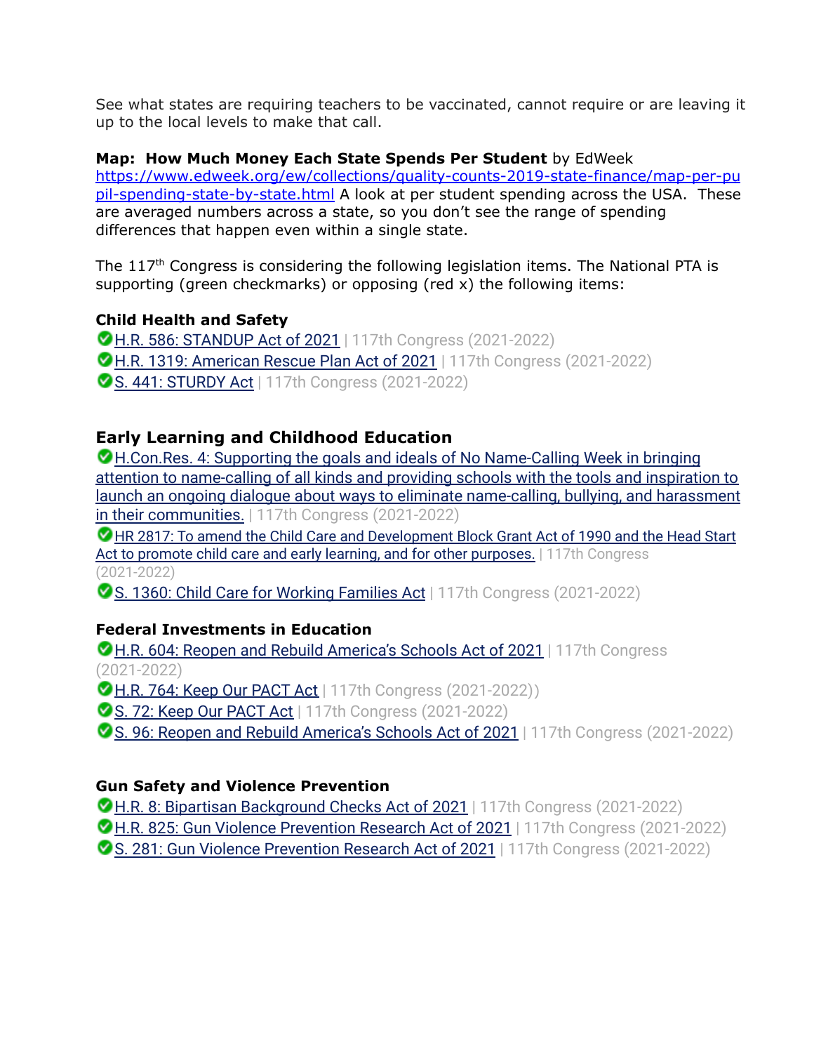See what states are requiring teachers to be vaccinated, cannot require or are leaving it up to the local levels to make that call.

**Map: How Much Money Each State Spends Per Student** by EdWeek https://www.edweek.org/ew/collections/quality-counts-2019-state-finance/map-per-pupil-spending-state-by-state.html A look at per student spending across the USA. These are averaged numbers across a state, so you don't see the range of spending differences that happen even within a single state.

The 117th Congress is considering the following legislation items. The National PTA is supporting (green checkmarks) or opposing (red x) the following items:

**Child Health and Safety**

✅ H.R. 586: STANDUP Act of 2021 | 117th Congress (2021-2022)

✅ H.R. 1319: American Rescue Plan Act of 2021 | 117th Congress (2021-2022)

✅ S. 441: STURDY Act | 117th Congress (2021-2022)

**Early Learning and Childhood Education**

✅ H.Con.Res. 4: Supporting the goals and ideals of No Name-Calling Week in bringing attention to name-calling of all kinds and providing schools with the tools and inspiration to launch an ongoing dialogue about ways to eliminate name-calling, bullying, and harassment in their communities. | 117th Congress (2021-2022)

✅ HR 2817: To amend the Child Care and Development Block Grant Act of 1990 and the Head Start Act to promote child care and early learning, and for other purposes. | 117th Congress (2021-2022)

✅ S. 1360: Child Care for Working Families Act | 117th Congress (2021-2022)

**Federal Investments in Education**

✅ H.R. 604: Reopen and Rebuild America's Schools Act of 2021 | 117th Congress (2021-2022)

✅ H.R. 764: Keep Our PACT Act | 117th Congress (2021-2022))

✅ S. 72: Keep Our PACT Act | 117th Congress (2021-2022)

✅ S. 96: Reopen and Rebuild America's Schools Act of 2021 | 117th Congress (2021-2022)

**Gun Safety and Violence Prevention**

✅ H.R. 8: Bipartisan Background Checks Act of 2021 | 117th Congress (2021-2022)

✅ H.R. 825: Gun Violence Prevention Research Act of 2021 | 117th Congress (2021-2022)

✅ S. 281: Gun Violence Prevention Research Act of 2021 | 117th Congress (2021-2022)